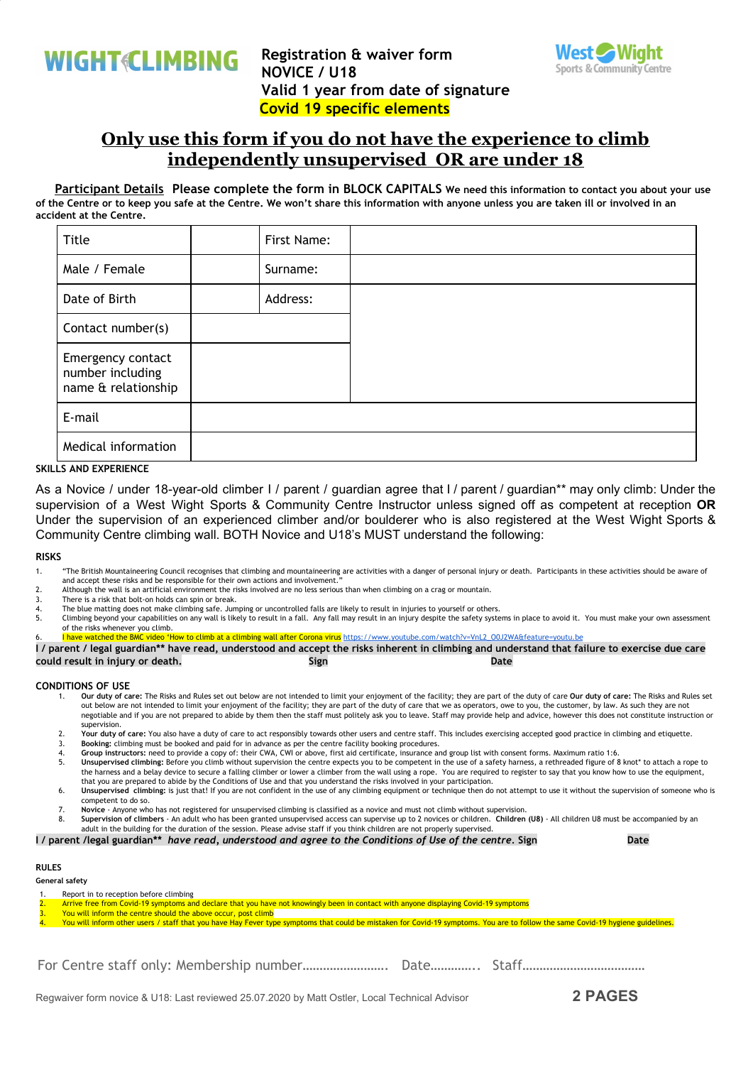WIGHT CLIMBING

**Registration & waiver form**
**NOVICE / U18**
**Valid 1 year from date of signature**
**Covid 19 specific elements**

West Wight Sports & Community Centre

# Only use this form if you do not have the experience to climb independently unsupervised OR are under 18

**Participant Details** **Please complete the form in BLOCK CAPITALS** **We need this information to contact you about your use of the Centre or to keep you safe at the Centre. We won't share this information with anyone unless you are taken ill or involved in an accident at the Centre.**

| Title | | First Name: | |
|---|---|---|---|
| Male / Female | | Surname: | |
| Date of Birth | | Address: | |
| Contact number(s) | | | |
| Emergency contact number including name & relationship | | | |
| E-mail | | | |
| Medical information | | | |

**SKILLS AND EXPERIENCE**

As a Novice / under 18-year-old climber I / parent / guardian agree that I / parent / guardian** may only climb: Under the supervision of a West Wight Sports & Community Centre Instructor unless signed off as competent at reception **OR** Under the supervision of an experienced climber and/or boulderer who is also registered at the West Wight Sports & Community Centre climbing wall. BOTH Novice and U18's MUST understand the following:

**RISKS**

1. "The British Mountaineering Council recognises that climbing and mountaineering are activities with a danger of personal injury or death. Participants in these activities should be aware of and accept these risks and be responsible for their own actions and involvement."
2. Although the wall is an artificial environment the risks involved are no less serious than when climbing on a crag or mountain.
3. There is a risk that bolt-on holds can spin or break.
4. The blue matting does not make climbing safe. Jumping or uncontrolled falls are likely to result in injuries to yourself or others.
5. Climbing beyond your capabilities on any wall is likely to result in a fall. Any fall may result in an injury despite the safety systems in place to avoid it. You must make your own assessment of the risks whenever you climb.
6. I have watched the BMC video 'How to climb at a climbing wall after Corona virus https://www.youtube.com/watch?v=VnL2_O0J2WA&feature=youtu.be

**I / parent / legal guardian** have read, understood and accept the risks inherent in climbing and understand that failure to exercise due care could result in injury or death.** **Sign** **Date**

**CONDITIONS OF USE**

1. **Our duty of care:** The Risks and Rules set out below are not intended to limit your enjoyment of the facility; they are part of the duty of care **Our duty of care:** The Risks and Rules set out below are not intended to limit your enjoyment of the facility; they are part of the duty of care that we as operators, owe to you, the customer, by law. As such they are not negotiable and if you are not prepared to abide by them then the staff must politely ask you to leave. Staff may provide help and advice, however this does not constitute instruction or supervision.
2. **Your duty of care:** You also have a duty of care to act responsibly towards other users and centre staff. This includes exercising accepted good practice in climbing and etiquette.
3. **Booking:** climbing must be booked and paid for in advance as per the centre facility booking procedures.
4. **Group instructors:** need to provide a copy of: their CWA, CWI or above, first aid certificate, insurance and group list with consent forms. Maximum ratio 1:6.
5. **Unsupervised climbing:** Before you climb without supervision the centre expects you to be competent in the use of a safety harness, a rethreaded figure of 8 knot* to attach a rope to the harness and a belay device to secure a falling climber or lower a climber from the wall using a rope. You are required to register to say that you know how to use the equipment, that you are prepared to abide by the Conditions of Use and that you understand the risks involved in your participation.
6. **Unsupervised climbing:** is just that! If you are not confident in the use of any climbing equipment or technique then do not attempt to use it without the supervision of someone who is competent to do so.
7. **Novice** - Anyone who has not registered for unsupervised climbing is classified as a novice and must not climb without supervision.
8. **Supervision of climbers** - An adult who has been granted unsupervised access can supervise up to 2 novices or children. **Children (U8)** - All children U8 must be accompanied by an adult in the building for the duration of the session. Please advise staff if you think children are not properly supervised.

**I / parent /legal guardian*** ***have read, understood and agree to the Conditions of Use of the centre*. Sign** **Date**

**RULES**

**General safety**

1. Report in to reception before climbing
2. Arrive free from Covid-19 symptoms and declare that you have not knowingly been in contact with anyone displaying Covid-19 symptoms
3. You will inform the centre should the above occur, post climb
4. You will inform other users / staff that you have Hay Fever type symptoms that could be mistaken for Covid-19 symptoms. You are to follow the same Covid-19 hygiene guidelines.

For Centre staff only: Membership number……………………. Date………….. Staff………………………………

Regwaiver form novice & U18: Last reviewed 25.07.2020 by Matt Ostler, Local Technical Advisor **2 PAGES**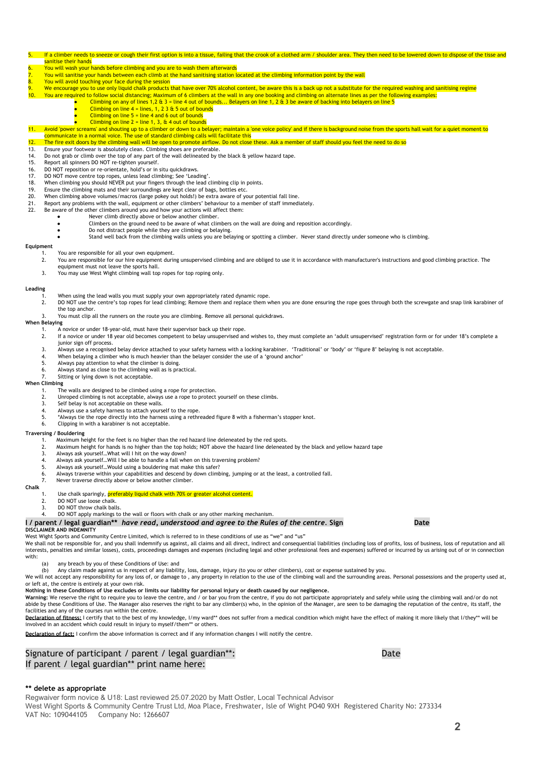5. If a climber needs to sneeze or cough their first option is into a tissue, failing that the crook of a clothed arm / shoulder area. They then need to be lowered down to dispose of the tisse and sanitise their hands
6. You will wash your hands before climbing and you are to wash them afterwards
7. You will sanitise your hands between each climb at the hand sanitising station located at the climbing information point by the wall
8. You will avoid touching your face during the session
9. We encourage you to use only liquid chalk products that have over 70% alcohol content, be aware this is a back up not a substitute for the required washing and sanitising regime
10. You are required to follow social distancing; Maximum of 6 climbers at the wall in any one booking and climbing on alternate lines as per the following examples:
    - Climbing on any of lines 1,2 & 3 = line 4 out of bounds... Belayers on line 1, 2 & 3 be aware of backing into belayers on line 5
    - Climbing on line 4 = lines, 1, 2 3 & 5 out of bounds
    - Climbing on line 5 = line 4 and 6 out of bounds
    - Climbing on line 2 = line 1, 3, & 4 out of bounds
11. Avoid 'power screams' and shouting up to a climber or down to a belayer; maintain a 'one voice policy' and if there is background noise from the sports hall wait for a quiet moment to communicate in a normal voice. The use of standard climbing calls will facilitate this
12. The fire exit doors by the climbing wall will be open to promote airflow. Do not close these. Ask a member of staff should you feel the need to do so
13. Ensure your footwear is absolutely clean. Climbing shoes are preferable.
14. Do not grab or climb over the top of any part of the wall delineated by the black & yellow hazard tape.
15. Report all spinners DO NOT re-tighten yourself.
16. DO NOT reposition or re-orientate, hold's or in situ quickdraws.
17. DO NOT move centre top ropes, unless lead climbing; See 'Leading'.
18. When climbing you should NEVER put your fingers through the lead climbing clip in points.
19. Ensure the climbing mats and their surroundings are kept clear of bags, bottles etc.
20. When climbing above volumes/macros (large pokey out holds!) be extra aware of your potential fall line.
21. Report any problems with the wall, equipment or other climbers' behaviour to a member of staff immediately.
22. Be aware of the other climbers around you and how your actions will affect them:
    - Never climb directly above or below another climber.
    - Climbers on the ground need to be aware of what climbers on the wall are doing and reposition accordingly.
    - Do not distract people while they are climbing or belaying.
    - Stand well back from the climbing walls unless you are belaying or spotting a climber. Never stand directly under someone who is climbing.

**Equipment**

1. You are responsible for all your own equipment.
2. You are responsible for our hire equipment during unsupervised climbing and are obliged to use it in accordance with manufacturer's instructions and good climbing practice. The equipment must not leave the sports hall.
3. You may use West Wight climbing wall top ropes for top roping only.

**Leading**

1. When using the lead walls you must supply your own appropriately rated dynamic rope.
2. DO NOT use the centre's top ropes for lead climbing; Remove them and replace them when you are done ensuring the rope goes through both the screwgate and snap link karabiner of the top anchor.
3. You must clip all the runners on the route you are climbing. Remove all personal quickdraws.

**When Belaying**

1. A novice or under 18-year-old, must have their supervisor back up their rope.
2. If a novice or under 18 year old becomes competent to belay unsupervised and wishes to, they must complete an 'adult unsupervised' registration form or for under 18's complete a junior sign off process.
3. Always use a recognised belay device attached to your safety harness with a locking karabiner. 'Traditional' or 'body' or 'figure 8' belaying is not acceptable.
4. When belaying a climber who is much heavier than the belayer consider the use of a 'ground anchor'
5. Always pay attention to what the climber is doing.
6. Always stand as close to the climbing wall as is practical.
7. Sitting or lying down is not acceptable.

**When Climbing**

1. The walls are designed to be climbed using a rope for protection.
2. Unroped climbing is not acceptable, always use a rope to protect yourself on these climbs.
3. Self belay is not acceptable on these walls.
4. Always use a safety harness to attach yourself to the rope.
5. *Always tie the rope directly into the harness using a rethreaded figure 8 with a fisherman's stopper knot.
6. Clipping in with a karabiner is not acceptable.

**Traversing / Bouldering**

1. Maximum height for the feet is no higher than the red hazard line deleneated by the red spots.
2. Maximum height for hands is no higher than the top holds; NOT above the hazard line deleneated by the black and yellow hazard tape
3. Always ask yourself…What will I hit on the way down?
4. Always ask yourself…Will I be able to handle a fall when on this traversing problem?
5. Always ask yourself…Would using a bouldering mat make this safer?
6. Always traverse within your capabilities and descend by down climbing, jumping or at the least, a controlled fall.
7. Never traverse directly above or below another climber.

**Chalk**

1. Use chalk sparingly, preferably liquid chalk with 70% or greater alcohol content.
2. DO NOT use loose chalk.
3. DO NOT throw chalk balls.
4. DO NOT apply markings to the wall or floors with chalk or any other marking mechanism.

**I / parent / legal guardian\*\*** ***have read, understood and agree to the Rules of the centre.*** **Sign** **Date**

**DISCLAIMER AND INDEMNITY**

West Wight Sports and Community Centre Limited, which is referred to in these conditions of use as "we" and "us"

We shall not be responsible for, and you shall indemnify us against, all claims and all direct, indirect and consequential liabilities (including loss of profits, loss of business, loss of reputation and all interests, penalties and similar losses), costs, proceedings damages and expenses (including legal and other professional fees and expenses) suffered or incurred by us arising out of or in connection with:

(a) any breach by you of these Conditions of Use: and
(b) Any claim made against us in respect of any liability, loss, damage, injury (to you or other climbers), cost or expense sustained by you.

We will not accept any responsibility for any loss of, or damage to , any property in relation to the use of the climbing wall and the surrounding areas. Personal possessions and the property used at, or left at, the centre is entirely at your own risk.

**Nothing in these Conditions of Use excludes or limits our liability for personal injury or death caused by our negligence.**

**Warning:** We reserve the right to require you to leave the centre, and / or bar you from the centre, if you do not participate appropriately and safely while using the climbing wall and/or do not abide by these Conditions of Use. The Manager also reserves the right to bar any climber(s) who, in the opinion of the Manager, are seen to be damaging the reputation of the centre, its staff, the facilities and any of the courses run within the centre.

**Declaration of fitness:** I certify that to the best of my knowledge, I/my ward\*\* does not suffer from a medical condition which might have the effect of making it more likely that I/they\*\* will be involved in an accident which could result in injury to myself/them\*\* or others.

**Declaration of fact:** I confirm the above information is correct and if any information changes I will notify the centre.

Signature of participant / parent / legal guardian\*\*: Date

If parent / legal guardian\*\* print name here:

**\*\* delete as appropriate**

Regwaiver form novice & U18: Last reviewed 25.07.2020 by Matt Ostler, Local Technical Advisor
West Wight Sports & Community Centre Trust Ltd, Moa Place, Freshwater, Isle of Wight PO40 9XH Registered Charity No: 273334
VAT No: 109044105 Company No: 1266607